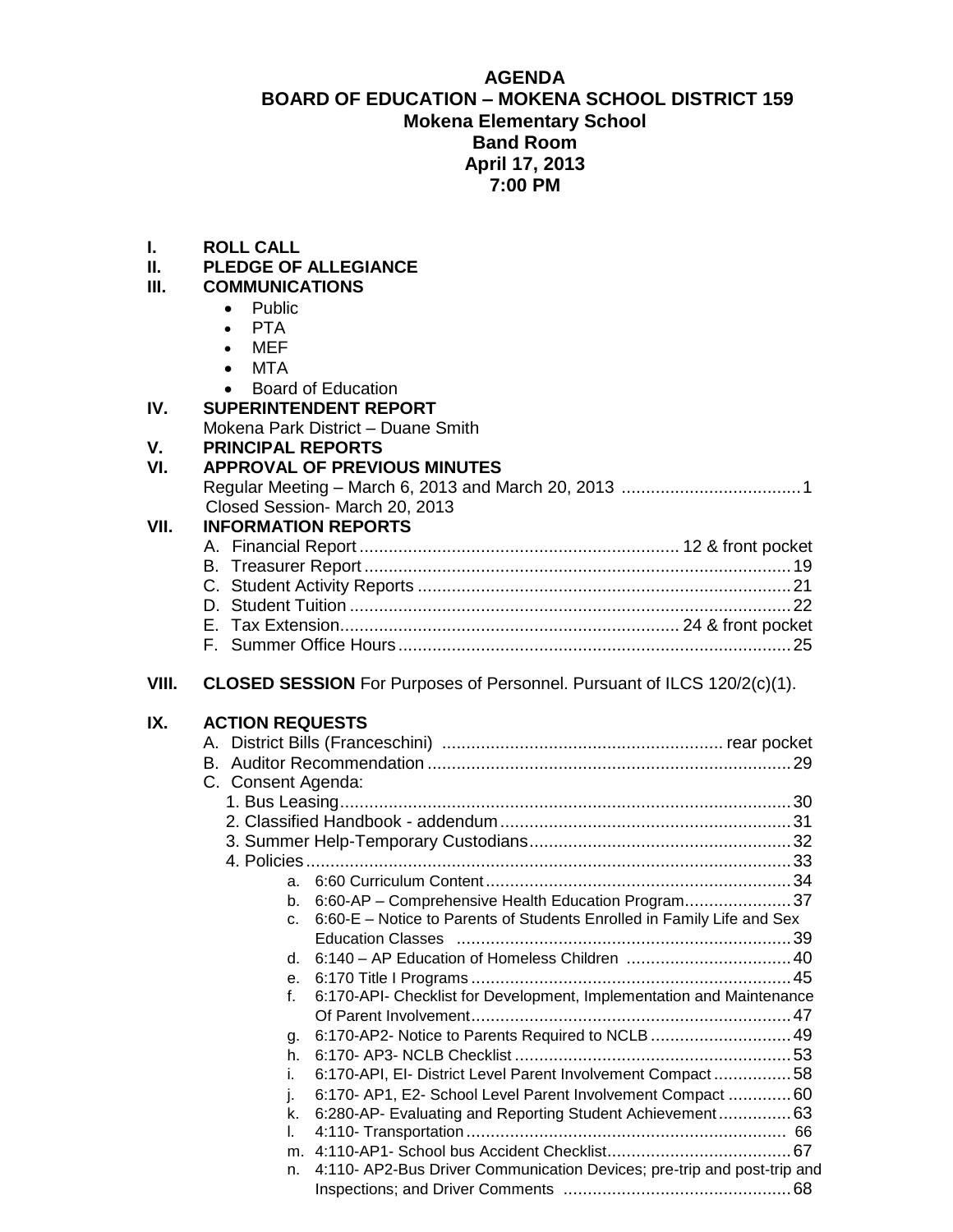# AGENDA
## BOARD OF EDUCATION – MOKENA SCHOOL DISTRICT 159
### Mokena Elementary School
### Band Room
### April 17, 2013
### 7:00 PM

**I. ROLL CALL**

**II. PLEDGE OF ALLEGIANCE**

**III. COMMUNICATIONS**

- Public
- PTA
- MEF
- MTA
- Board of Education

**IV. SUPERINTENDENT REPORT**

Mokena Park District – Duane Smith

**V. PRINCIPAL REPORTS**

**VI. APPROVAL OF PREVIOUS MINUTES**

Regular Meeting – March 6, 2013 and March 20, 2013 .................................... 1
Closed Session- March 20, 2013

**VII. INFORMATION REPORTS**

A. Financial Report ................................................................. 12 & front pocket
B. Treasurer Report ........................................................................................ 19
C. Student Activity Reports ............................................................................ 21
D. Student Tuition ........................................................................................... 22
E. Tax Extension...................................................................... 24 & front pocket
F. Summer Office Hours ................................................................................. 25

**VIII. CLOSED SESSION** For Purposes of Personnel. Pursuant of ILCS 120/2(c)(1).

**IX. ACTION REQUESTS**

A. District Bills (Franceschini) ......................................................... rear pocket
B. Auditor Recommendation ........................................................................... 29
C. Consent Agenda:

1. Bus Leasing ............................................................................................. 30
2. Classified Handbook - addendum ............................................................ 31
3. Summer Help-Temporary Custodians ...................................................... 32
4. Policies ..................................................................................................... 33
   a. 6:60 Curriculum Content ............................................................... 34
   b. 6:60-AP – Comprehensive Health Education Program...................... 37
   c. 6:60-E – Notice to Parents of Students Enrolled in Family Life and Sex Education Classes ..................................................................... 39
   d. 6:140 – AP Education of Homeless Children .................................. 40
   e. 6:170 Title I Programs .................................................................. 45
   f. 6:170-API- Checklist for Development, Implementation and Maintenance Of Parent Involvement.................................................................. 47
   g. 6:170-AP2- Notice to Parents Required to NCLB ............................ 49
   h. 6:170- AP3- NCLB Checklist ......................................................... 53
   i. 6:170-API, EI- District Level Parent Involvement Compact ................ 58
   j. 6:170- AP1, E2- School Level Parent Involvement Compact ............. 60
   k. 6:280-AP- Evaluating and Reporting Student Achievement ............... 63
   l. 4:110- Transportation .................................................................. 66
   m. 4:110-AP1- School bus Accident Checklist...................................... 67
   n. 4:110- AP2-Bus Driver Communication Devices; pre-trip and post-trip and Inspections; and Driver Comments ............................................... 68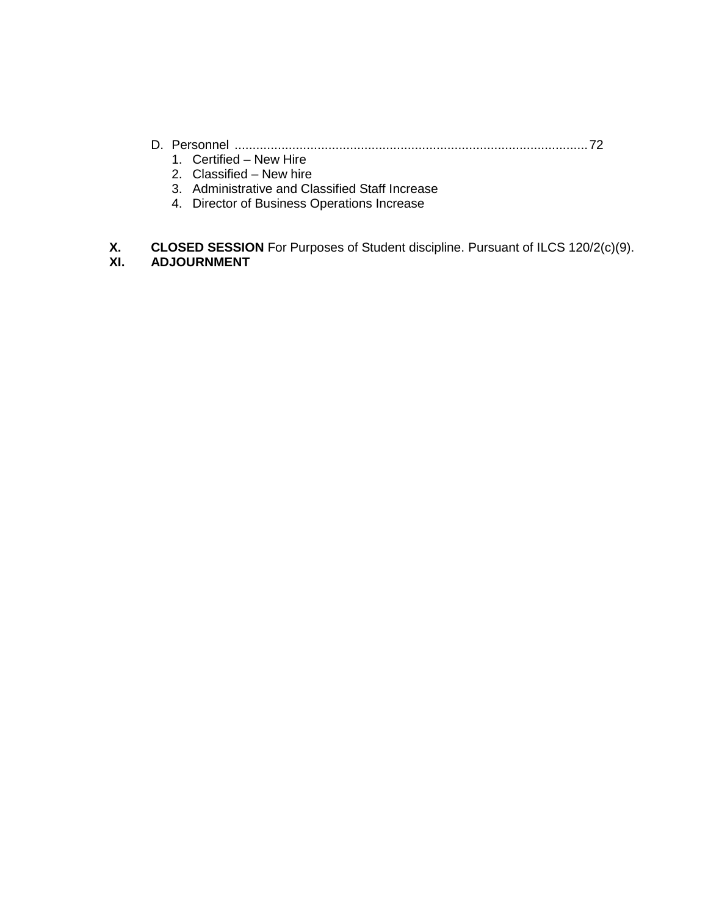D. Personnel ................................................................................................72

1. Certified – New Hire
2. Classified – New hire
3. Administrative and Classified Staff Increase
4. Director of Business Operations Increase

**X.** **CLOSED SESSION** For Purposes of Student discipline. Pursuant of ILCS 120/2(c)(9).

**XI.** **ADJOURNMENT**